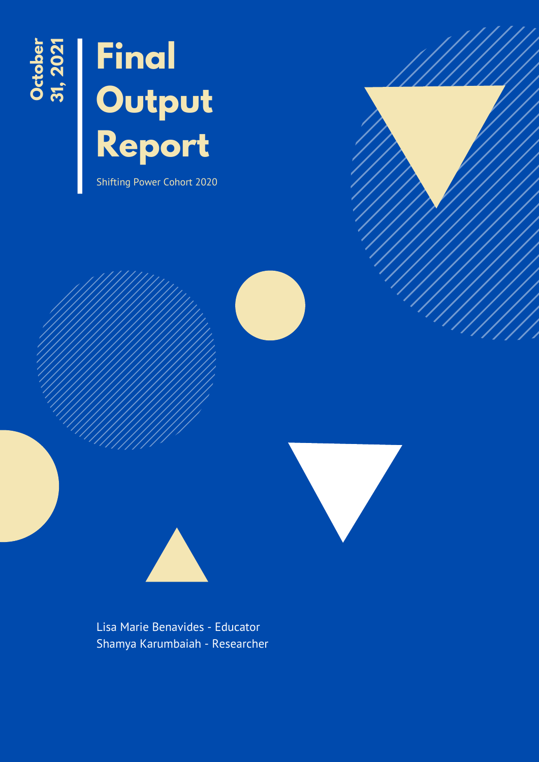October 31, 2021

# Final Output Report

Shifting Power Cohort 2020

Lisa Marie Benavides - Educator
Shamya Karumbaiah - Researcher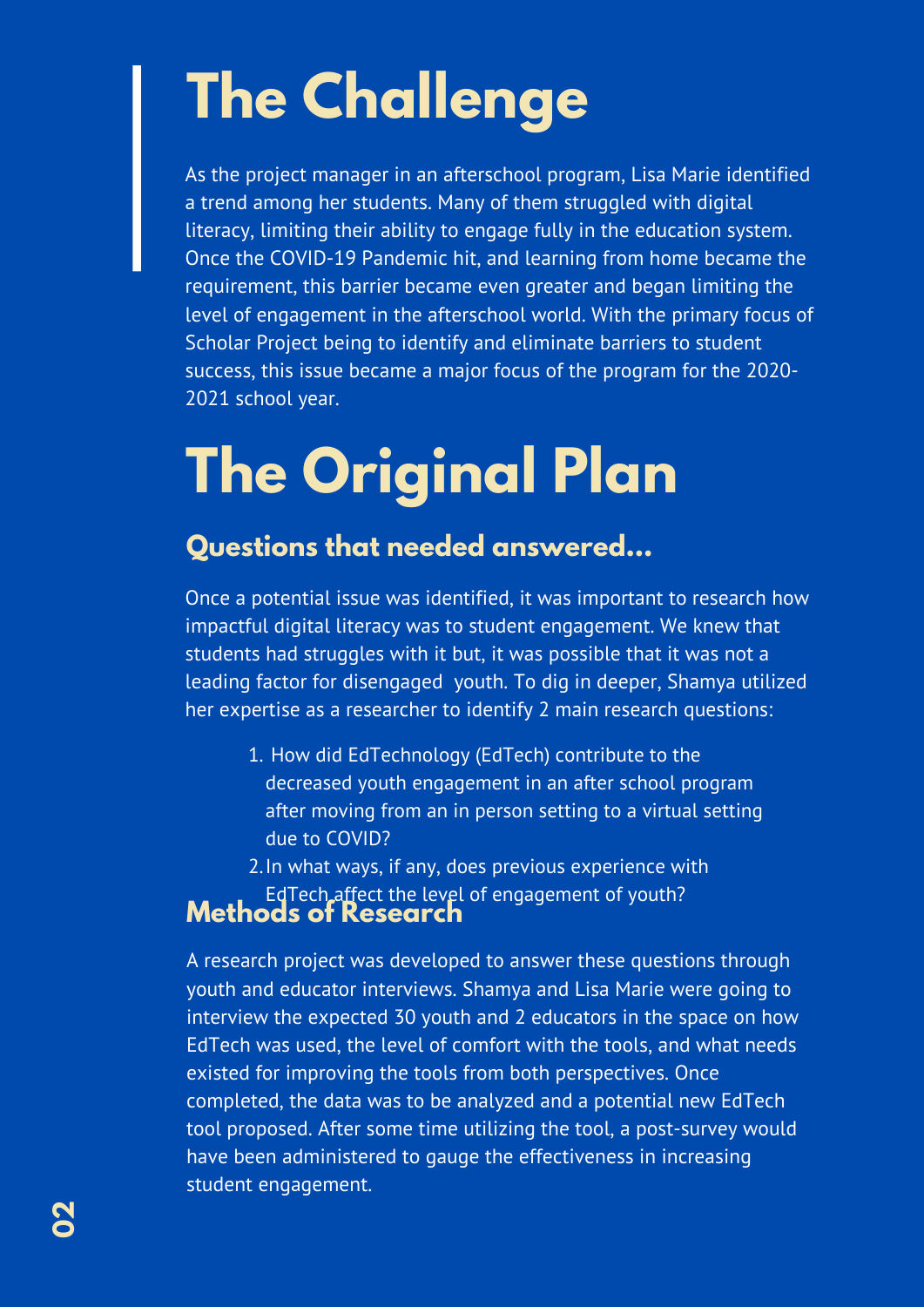# The Challenge

As the project manager in an afterschool program, Lisa Marie identified a trend among her students. Many of them struggled with digital literacy, limiting their ability to engage fully in the education system. Once the COVID-19 Pandemic hit, and learning from home became the requirement, this barrier became even greater and began limiting the level of engagement in the afterschool world. With the primary focus of Scholar Project being to identify and eliminate barriers to student success, this issue became a major focus of the program for the 2020-2021 school year.

# The Original Plan

## Questions that needed answered...

Once a potential issue was identified, it was important to research how impactful digital literacy was to student engagement. We knew that students had struggles with it but, it was possible that it was not a leading factor for disengaged youth. To dig in deeper, Shamya utilized her expertise as a researcher to identify 2 main research questions:

1. How did EdTechnology (EdTech) contribute to the decreased youth engagement in an after school program after moving from an in person setting to a virtual setting due to COVID?
2. In what ways, if any, does previous experience with EdTech affect the level of engagement of youth?

## Methods of Research

A research project was developed to answer these questions through youth and educator interviews. Shamya and Lisa Marie were going to interview the expected 30 youth and 2 educators in the space on how EdTech was used, the level of comfort with the tools, and what needs existed for improving the tools from both perspectives. Once completed, the data was to be analyzed and a potential new EdTech tool proposed. After some time utilizing the tool, a post-survey would have been administered to gauge the effectiveness in increasing student engagement.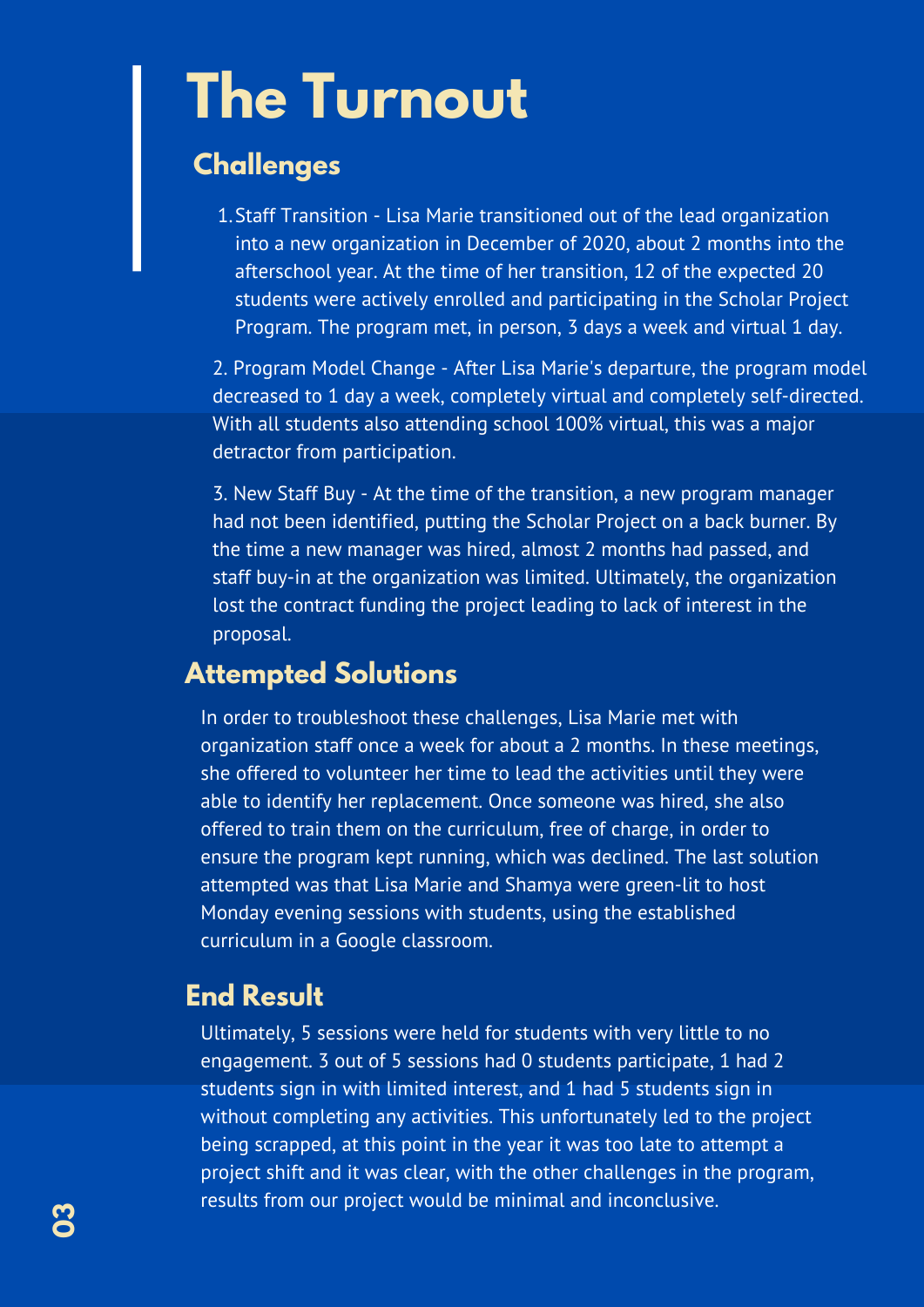# The Turnout

## Challenges

1. Staff Transition - Lisa Marie transitioned out of the lead organization into a new organization in December of 2020, about 2 months into the afterschool year. At the time of her transition, 12 of the expected 20 students were actively enrolled and participating in the Scholar Project Program. The program met, in person, 3 days a week and virtual 1 day.

2. Program Model Change - After Lisa Marie's departure, the program model decreased to 1 day a week, completely virtual and completely self-directed. With all students also attending school 100% virtual, this was a major detractor from participation.

3. New Staff Buy - At the time of the transition, a new program manager had not been identified, putting the Scholar Project on a back burner. By the time a new manager was hired, almost 2 months had passed, and staff buy-in at the organization was limited. Ultimately, the organization lost the contract funding the project leading to lack of interest in the proposal.

## Attempted Solutions

In order to troubleshoot these challenges, Lisa Marie met with organization staff once a week for about a 2 months. In these meetings, she offered to volunteer her time to lead the activities until they were able to identify her replacement. Once someone was hired, she also offered to train them on the curriculum, free of charge, in order to ensure the program kept running, which was declined. The last solution attempted was that Lisa Marie and Shamya were green-lit to host Monday evening sessions with students, using the established curriculum in a Google classroom.

## End Result

Ultimately, 5 sessions were held for students with very little to no engagement. 3 out of 5 sessions had 0 students participate, 1 had 2 students sign in with limited interest, and 1 had 5 students sign in without completing any activities. This unfortunately led to the project being scrapped, at this point in the year it was too late to attempt a project shift and it was clear, with the other challenges in the program, results from our project would be minimal and inconclusive.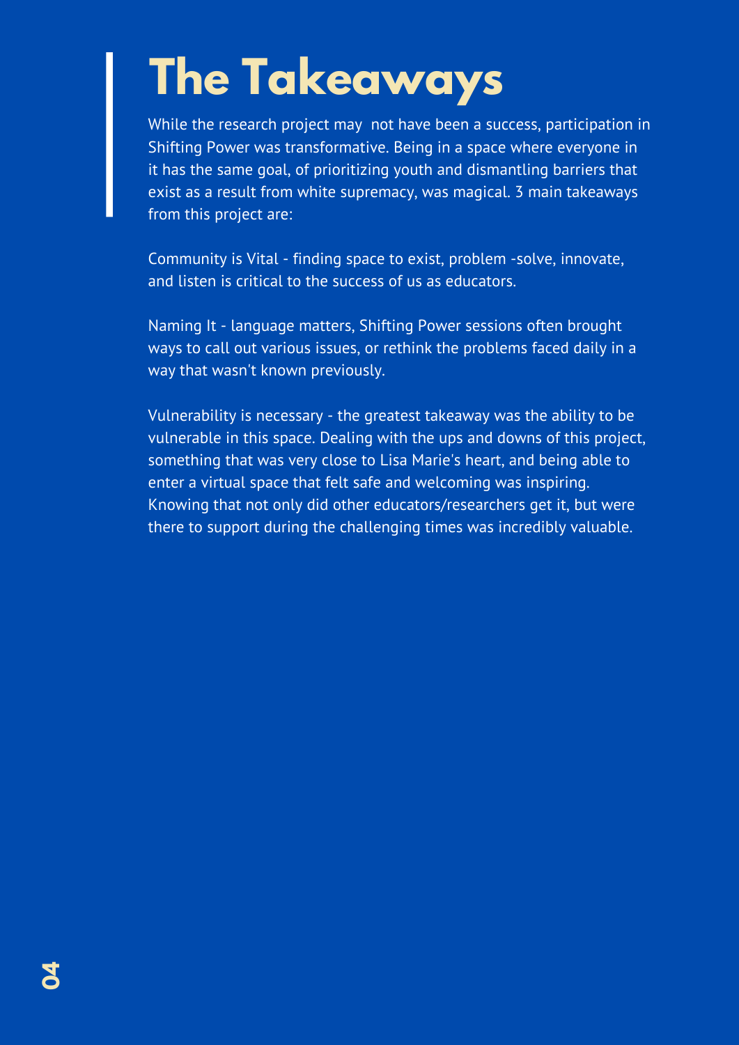# The Takeaways

While the research project may  not have been a success, participation in Shifting Power was transformative. Being in a space where everyone in it has the same goal, of prioritizing youth and dismantling barriers that exist as a result from white supremacy, was magical. 3 main takeaways from this project are:

Community is Vital - finding space to exist, problem -solve, innovate, and listen is critical to the success of us as educators.

Naming It - language matters, Shifting Power sessions often brought ways to call out various issues, or rethink the problems faced daily in a way that wasn't known previously.

Vulnerability is necessary - the greatest takeaway was the ability to be vulnerable in this space. Dealing with the ups and downs of this project, something that was very close to Lisa Marie's heart, and being able to enter a virtual space that felt safe and welcoming was inspiring. Knowing that not only did other educators/researchers get it, but were there to support during the challenging times was incredibly valuable.